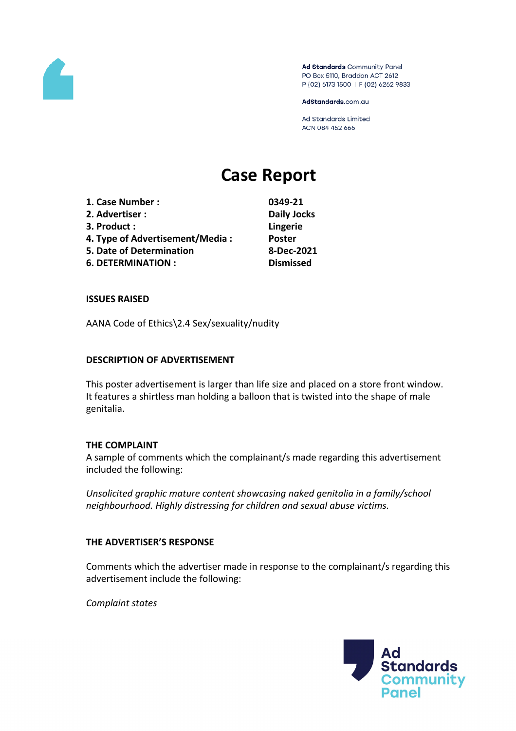Ad Standards Community Panel
PO Box 5110, Braddon ACT 2612
P (02) 6173 1500 | F (02) 6262 9833

AdStandards.com.au

Ad Standards Limited
ACN 084 452 666

# Case Report

| | |
|---|---|
| **1. Case Number :** | **0349-21** |
| **2. Advertiser :** | **Daily Jocks** |
| **3. Product :** | **Lingerie** |
| **4. Type of Advertisement/Media :** | **Poster** |
| **5. Date of Determination** | **8-Dec-2021** |
| **6. DETERMINATION :** | **Dismissed** |

### ISSUES RAISED

AANA Code of Ethics\2.4 Sex/sexuality/nudity

### DESCRIPTION OF ADVERTISEMENT

This poster advertisement is larger than life size and placed on a store front window. It features a shirtless man holding a balloon that is twisted into the shape of male genitalia.

### THE COMPLAINT

A sample of comments which the complainant/s made regarding this advertisement included the following:

*Unsolicited graphic mature content showcasing naked genitalia in a family/school neighbourhood. Highly distressing for children and sexual abuse victims.*

### THE ADVERTISER'S RESPONSE

Comments which the advertiser made in response to the complainant/s regarding this advertisement include the following:

*Complaint states*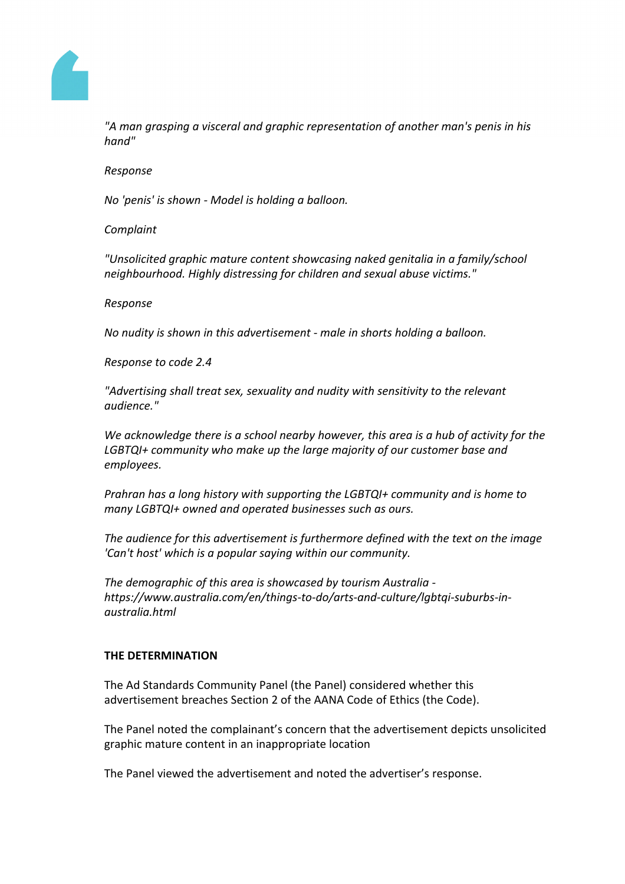*"A man grasping a visceral and graphic representation of another man's penis in his hand"*

*Response*

*No 'penis' is shown - Model is holding a balloon.*

*Complaint*

*"Unsolicited graphic mature content showcasing naked genitalia in a family/school neighbourhood. Highly distressing for children and sexual abuse victims."*

*Response*

*No nudity is shown in this advertisement - male in shorts holding a balloon.*

*Response to code 2.4*

*"Advertising shall treat sex, sexuality and nudity with sensitivity to the relevant audience."*

*We acknowledge there is a school nearby however, this area is a hub of activity for the LGBTQI+ community who make up the large majority of our customer base and employees.*

*Prahran has a long history with supporting the LGBTQI+ community and is home to many LGBTQI+ owned and operated businesses such as ours.*

*The audience for this advertisement is furthermore defined with the text on the image 'Can't host' which is a popular saying within our community.*

*The demographic of this area is showcased by tourism Australia - https://www.australia.com/en/things-to-do/arts-and-culture/lgbtqi-suburbs-in-australia.html*

**THE DETERMINATION**

The Ad Standards Community Panel (the Panel) considered whether this advertisement breaches Section 2 of the AANA Code of Ethics (the Code).

The Panel noted the complainant's concern that the advertisement depicts unsolicited graphic mature content in an inappropriate location

The Panel viewed the advertisement and noted the advertiser's response.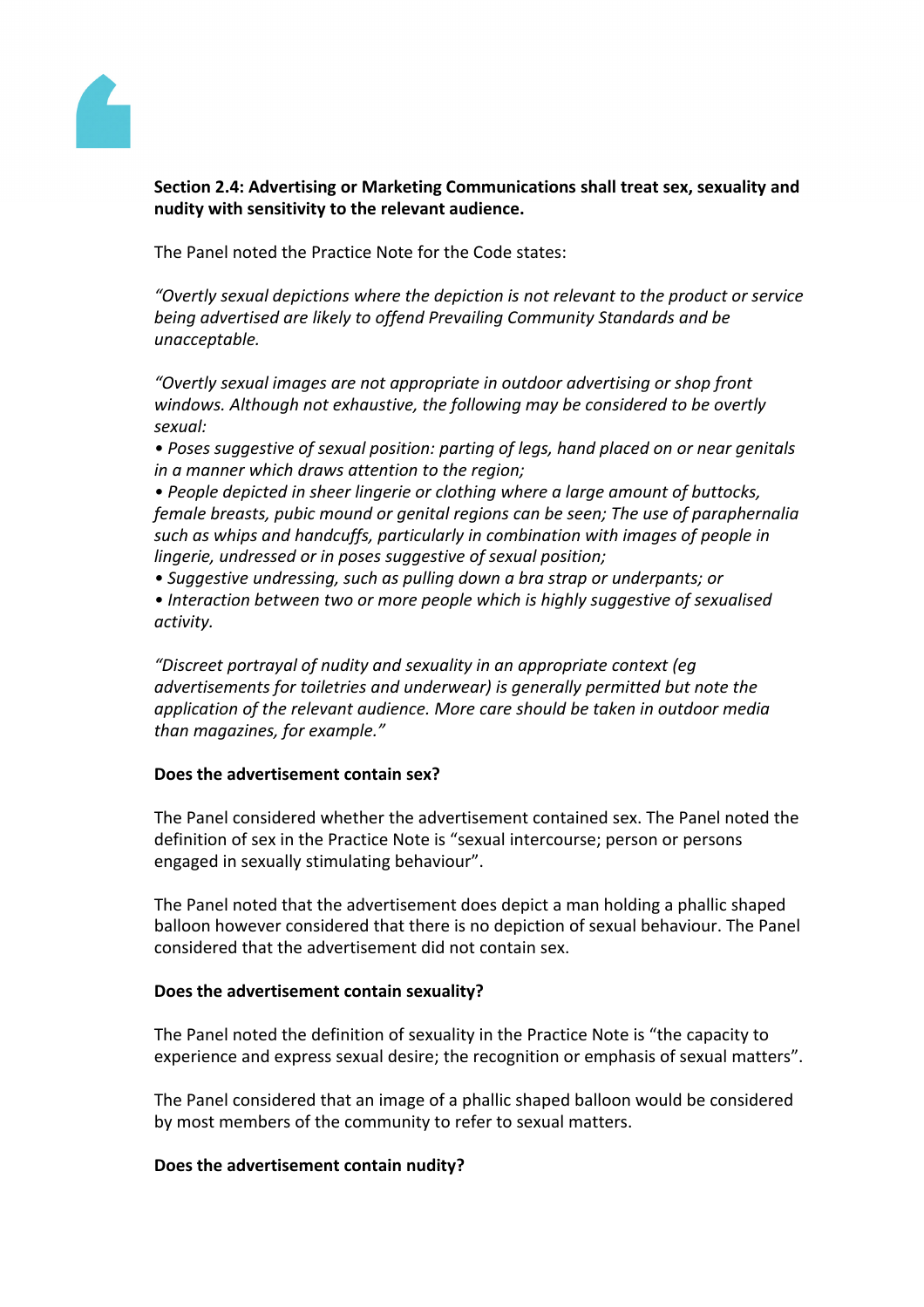**Section 2.4: Advertising or Marketing Communications shall treat sex, sexuality and nudity with sensitivity to the relevant audience.**

The Panel noted the Practice Note for the Code states:

*"Overtly sexual depictions where the depiction is not relevant to the product or service being advertised are likely to offend Prevailing Community Standards and be unacceptable.*

*"Overtly sexual images are not appropriate in outdoor advertising or shop front windows. Although not exhaustive, the following may be considered to be overtly sexual:*

- *Poses suggestive of sexual position: parting of legs, hand placed on or near genitals in a manner which draws attention to the region;*
- *People depicted in sheer lingerie or clothing where a large amount of buttocks, female breasts, pubic mound or genital regions can be seen; The use of paraphernalia such as whips and handcuffs, particularly in combination with images of people in lingerie, undressed or in poses suggestive of sexual position;*
- *Suggestive undressing, such as pulling down a bra strap or underpants; or*
- *Interaction between two or more people which is highly suggestive of sexualised activity.*

*"Discreet portrayal of nudity and sexuality in an appropriate context (eg advertisements for toiletries and underwear) is generally permitted but note the application of the relevant audience. More care should be taken in outdoor media than magazines, for example."*

**Does the advertisement contain sex?**

The Panel considered whether the advertisement contained sex. The Panel noted the definition of sex in the Practice Note is "sexual intercourse; person or persons engaged in sexually stimulating behaviour".

The Panel noted that the advertisement does depict a man holding a phallic shaped balloon however considered that there is no depiction of sexual behaviour. The Panel considered that the advertisement did not contain sex.

**Does the advertisement contain sexuality?**

The Panel noted the definition of sexuality in the Practice Note is "the capacity to experience and express sexual desire; the recognition or emphasis of sexual matters".

The Panel considered that an image of a phallic shaped balloon would be considered by most members of the community to refer to sexual matters.

**Does the advertisement contain nudity?**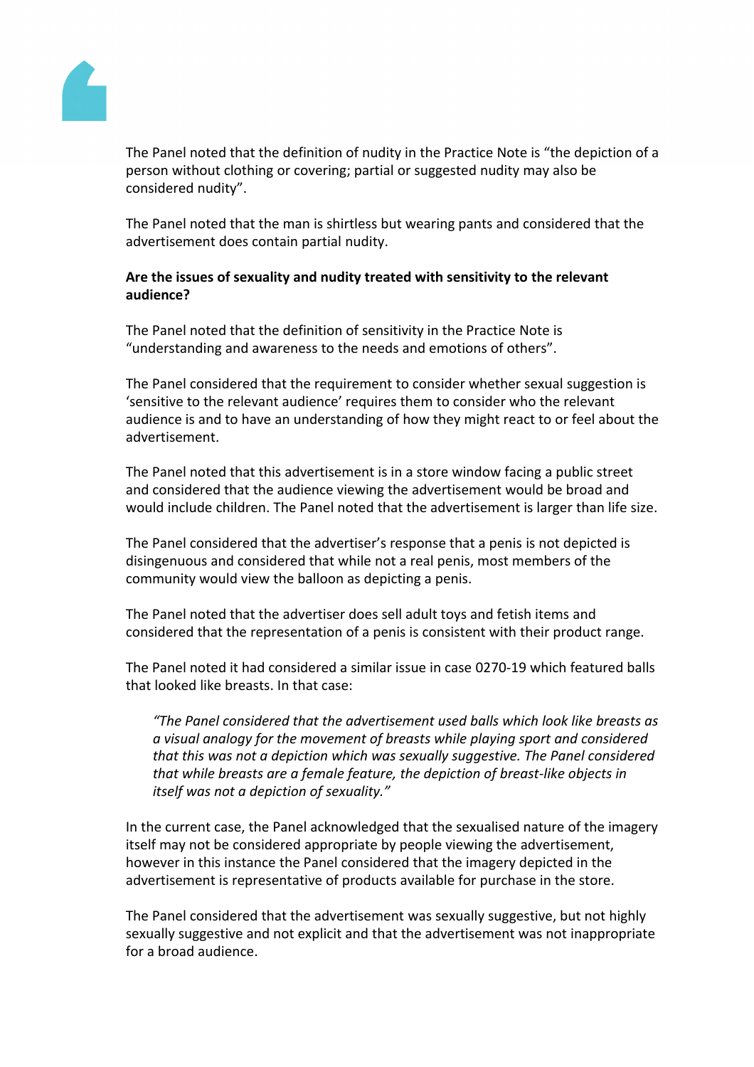The Panel noted that the definition of nudity in the Practice Note is "the depiction of a person without clothing or covering; partial or suggested nudity may also be considered nudity".

The Panel noted that the man is shirtless but wearing pants and considered that the advertisement does contain partial nudity.

**Are the issues of sexuality and nudity treated with sensitivity to the relevant audience?**

The Panel noted that the definition of sensitivity in the Practice Note is "understanding and awareness to the needs and emotions of others".

The Panel considered that the requirement to consider whether sexual suggestion is 'sensitive to the relevant audience' requires them to consider who the relevant audience is and to have an understanding of how they might react to or feel about the advertisement.

The Panel noted that this advertisement is in a store window facing a public street and considered that the audience viewing the advertisement would be broad and would include children. The Panel noted that the advertisement is larger than life size.

The Panel considered that the advertiser's response that a penis is not depicted is disingenuous and considered that while not a real penis, most members of the community would view the balloon as depicting a penis.

The Panel noted that the advertiser does sell adult toys and fetish items and considered that the representation of a penis is consistent with their product range.

The Panel noted it had considered a similar issue in case 0270-19 which featured balls that looked like breasts. In that case:

> *"The Panel considered that the advertisement used balls which look like breasts as a visual analogy for the movement of breasts while playing sport and considered that this was not a depiction which was sexually suggestive. The Panel considered that while breasts are a female feature, the depiction of breast-like objects in itself was not a depiction of sexuality."*

In the current case, the Panel acknowledged that the sexualised nature of the imagery itself may not be considered appropriate by people viewing the advertisement, however in this instance the Panel considered that the imagery depicted in the advertisement is representative of products available for purchase in the store.

The Panel considered that the advertisement was sexually suggestive, but not highly sexually suggestive and not explicit and that the advertisement was not inappropriate for a broad audience.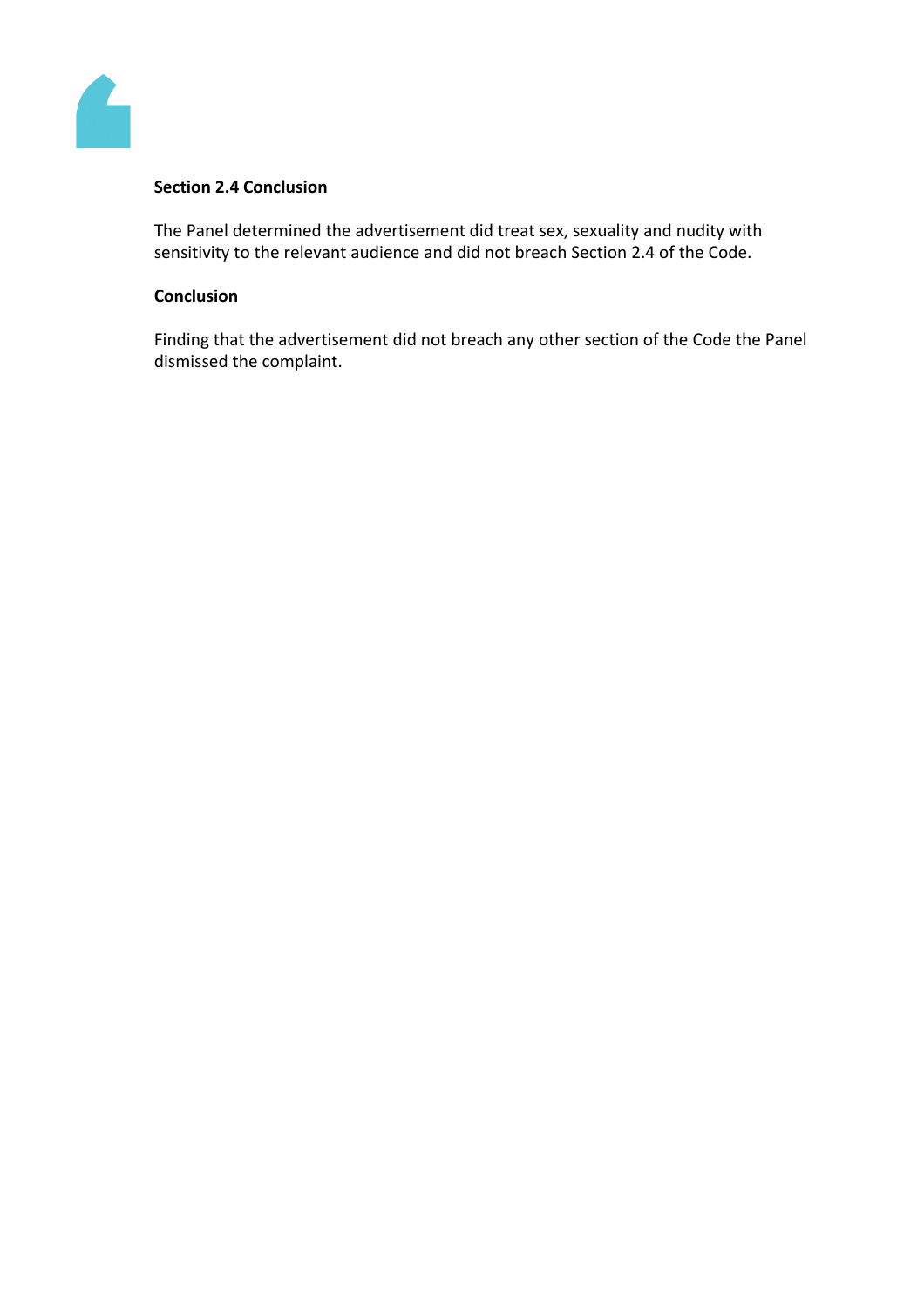**Section 2.4 Conclusion**

The Panel determined the advertisement did treat sex, sexuality and nudity with sensitivity to the relevant audience and did not breach Section 2.4 of the Code.

**Conclusion**

Finding that the advertisement did not breach any other section of the Code the Panel dismissed the complaint.